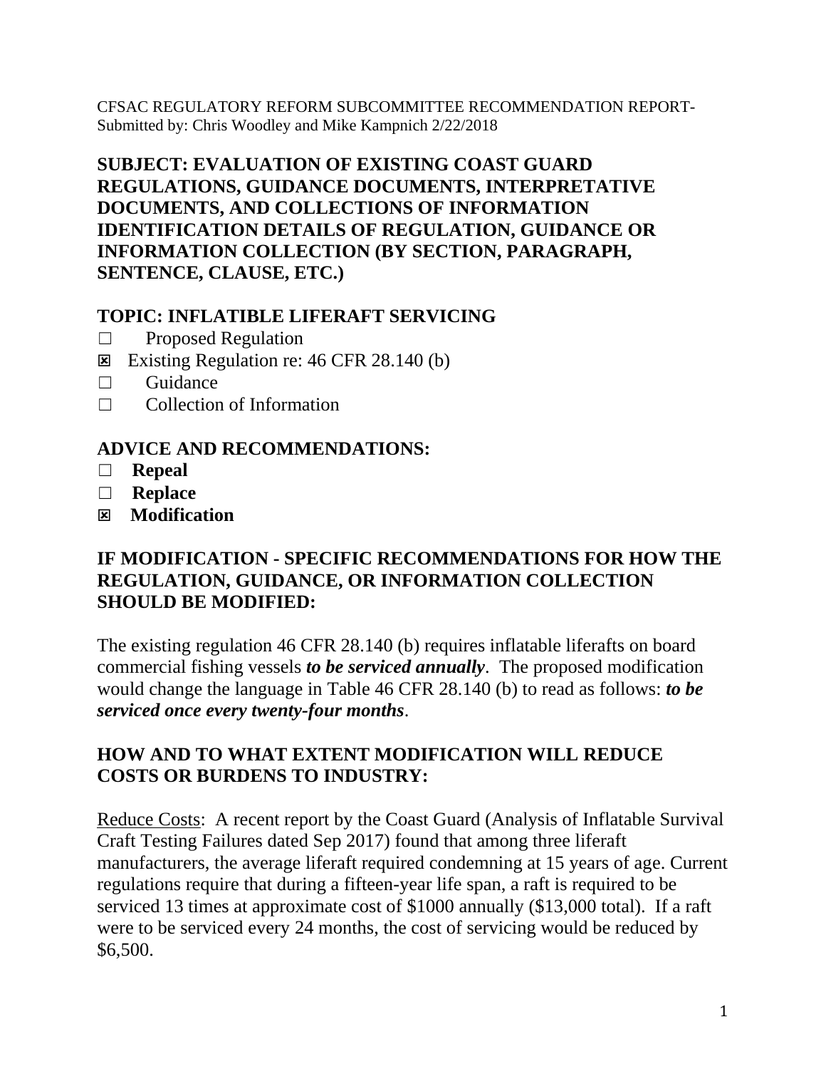CFSAC REGULATORY REFORM SUBCOMMITTEE RECOMMENDATION REPORT-
Submitted by: Chris Woodley and Mike Kampnich 2/22/2018

## SUBJECT: EVALUATION OF EXISTING COAST GUARD REGULATIONS, GUIDANCE DOCUMENTS, INTERPRETATIVE DOCUMENTS, AND COLLECTIONS OF INFORMATION IDENTIFICATION DETAILS OF REGULATION, GUIDANCE OR INFORMATION COLLECTION (BY SECTION, PARAGRAPH, SENTENCE, CLAUSE, ETC.)

## TOPIC: INFLATIBLE LIFERAFT SERVICING

- ☐ Proposed Regulation
- ☒ Existing Regulation re: 46 CFR 28.140 (b)
- ☐ Guidance
- ☐ Collection of Information

## ADVICE AND RECOMMENDATIONS:

- ☐ **Repeal**
- ☐ **Replace**
- ☒ **Modification**

## IF MODIFICATION - SPECIFIC RECOMMENDATIONS FOR HOW THE REGULATION, GUIDANCE, OR INFORMATION COLLECTION SHOULD BE MODIFIED:

The existing regulation 46 CFR 28.140 (b) requires inflatable liferafts on board commercial fishing vessels ***to be serviced annually***. The proposed modification would change the language in Table 46 CFR 28.140 (b) to read as follows: ***to be serviced once every twenty-four months***.

## HOW AND TO WHAT EXTENT MODIFICATION WILL REDUCE COSTS OR BURDENS TO INDUSTRY:

Reduce Costs: A recent report by the Coast Guard (Analysis of Inflatable Survival Craft Testing Failures dated Sep 2017) found that among three liferaft manufacturers, the average liferaft required condemning at 15 years of age. Current regulations require that during a fifteen-year life span, a raft is required to be serviced 13 times at approximate cost of $1000 annually ($13,000 total). If a raft were to be serviced every 24 months, the cost of servicing would be reduced by $6,500.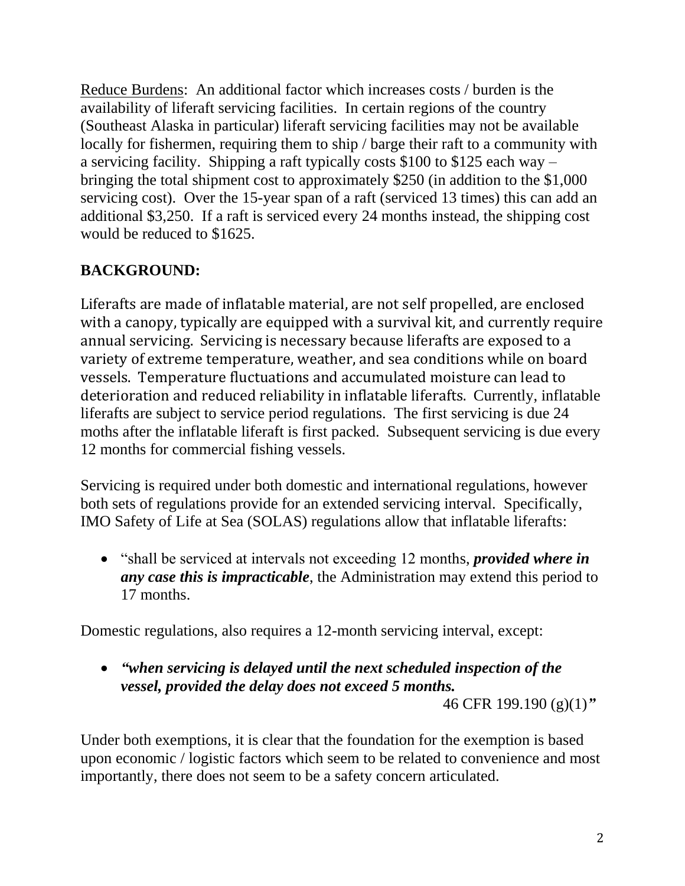Reduce Burdens: An additional factor which increases costs / burden is the availability of liferaft servicing facilities. In certain regions of the country (Southeast Alaska in particular) liferaft servicing facilities may not be available locally for fishermen, requiring them to ship / barge their raft to a community with a servicing facility. Shipping a raft typically costs $100 to $125 each way – bringing the total shipment cost to approximately $250 (in addition to the $1,000 servicing cost). Over the 15-year span of a raft (serviced 13 times) this can add an additional $3,250. If a raft is serviced every 24 months instead, the shipping cost would be reduced to $1625.

**BACKGROUND:**

Liferafts are made of inflatable material, are not self propelled, are enclosed with a canopy, typically are equipped with a survival kit, and currently require annual servicing. Servicing is necessary because liferafts are exposed to a variety of extreme temperature, weather, and sea conditions while on board vessels. Temperature fluctuations and accumulated moisture can lead to deterioration and reduced reliability in inflatable liferafts. Currently, inflatable liferafts are subject to service period regulations. The first servicing is due 24 moths after the inflatable liferaft is first packed. Subsequent servicing is due every 12 months for commercial fishing vessels.

Servicing is required under both domestic and international regulations, however both sets of regulations provide for an extended servicing interval. Specifically, IMO Safety of Life at Sea (SOLAS) regulations allow that inflatable liferafts:

- "shall be serviced at intervals not exceeding 12 months, ***provided where in any case this is impracticable***, the Administration may extend this period to 17 months.

Domestic regulations, also requires a 12-month servicing interval, except:

- ***"when servicing is delayed until the next scheduled inspection of the vessel, provided the delay does not exceed 5 months.***

  46 CFR 199.190 (g)(1)*"*

Under both exemptions, it is clear that the foundation for the exemption is based upon economic / logistic factors which seem to be related to convenience and most importantly, there does not seem to be a safety concern articulated.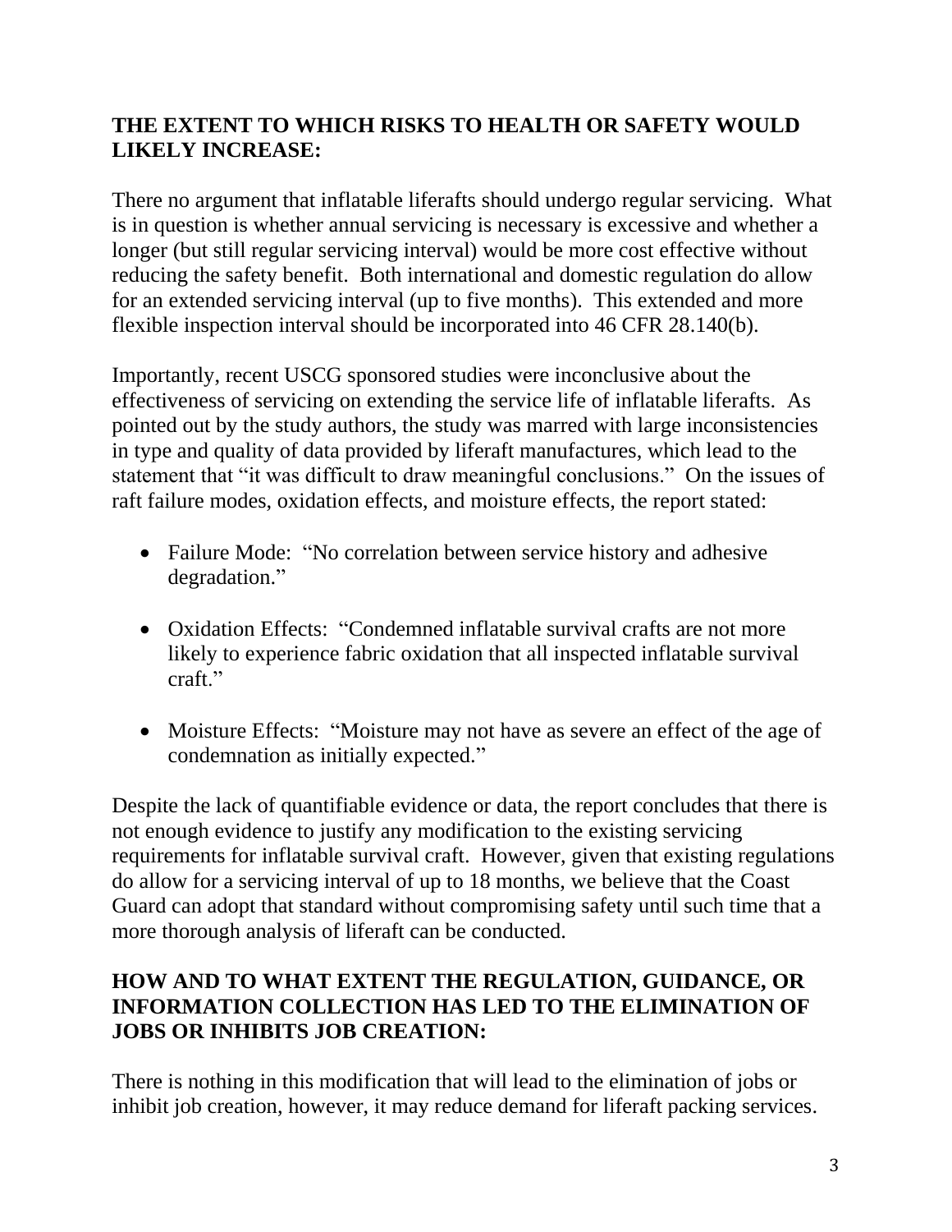## THE EXTENT TO WHICH RISKS TO HEALTH OR SAFETY WOULD LIKELY INCREASE:

There no argument that inflatable liferafts should undergo regular servicing. What is in question is whether annual servicing is necessary is excessive and whether a longer (but still regular servicing interval) would be more cost effective without reducing the safety benefit. Both international and domestic regulation do allow for an extended servicing interval (up to five months). This extended and more flexible inspection interval should be incorporated into 46 CFR 28.140(b).

Importantly, recent USCG sponsored studies were inconclusive about the effectiveness of servicing on extending the service life of inflatable liferafts. As pointed out by the study authors, the study was marred with large inconsistencies in type and quality of data provided by liferaft manufactures, which lead to the statement that "it was difficult to draw meaningful conclusions." On the issues of raft failure modes, oxidation effects, and moisture effects, the report stated:

- Failure Mode: "No correlation between service history and adhesive degradation."
- Oxidation Effects: "Condemned inflatable survival crafts are not more likely to experience fabric oxidation that all inspected inflatable survival craft."
- Moisture Effects: "Moisture may not have as severe an effect of the age of condemnation as initially expected."

Despite the lack of quantifiable evidence or data, the report concludes that there is not enough evidence to justify any modification to the existing servicing requirements for inflatable survival craft. However, given that existing regulations do allow for a servicing interval of up to 18 months, we believe that the Coast Guard can adopt that standard without compromising safety until such time that a more thorough analysis of liferaft can be conducted.

## HOW AND TO WHAT EXTENT THE REGULATION, GUIDANCE, OR INFORMATION COLLECTION HAS LED TO THE ELIMINATION OF JOBS OR INHIBITS JOB CREATION:

There is nothing in this modification that will lead to the elimination of jobs or inhibit job creation, however, it may reduce demand for liferaft packing services.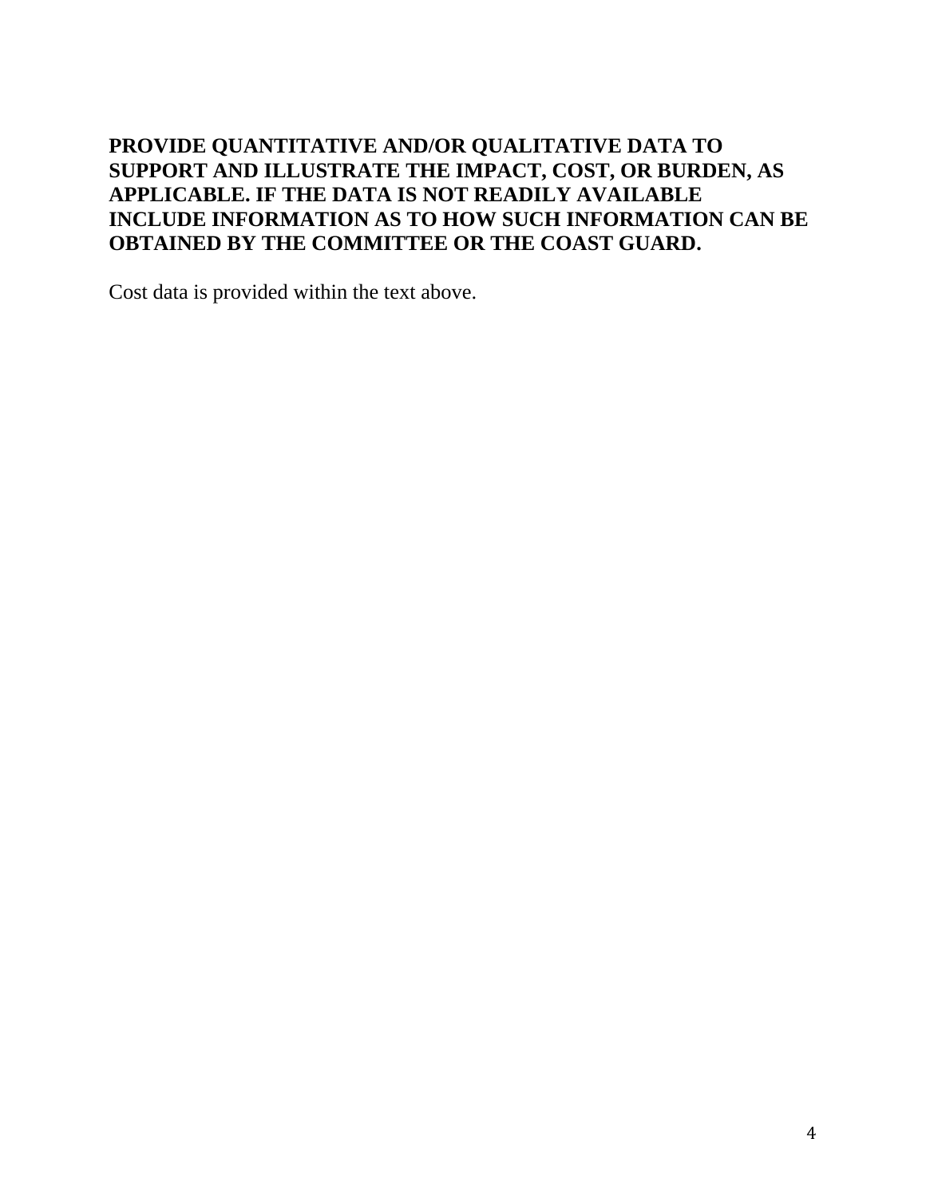**PROVIDE QUANTITATIVE AND/OR QUALITATIVE DATA TO SUPPORT AND ILLUSTRATE THE IMPACT, COST, OR BURDEN, AS APPLICABLE. IF THE DATA IS NOT READILY AVAILABLE INCLUDE INFORMATION AS TO HOW SUCH INFORMATION CAN BE OBTAINED BY THE COMMITTEE OR THE COAST GUARD.**

Cost data is provided within the text above.